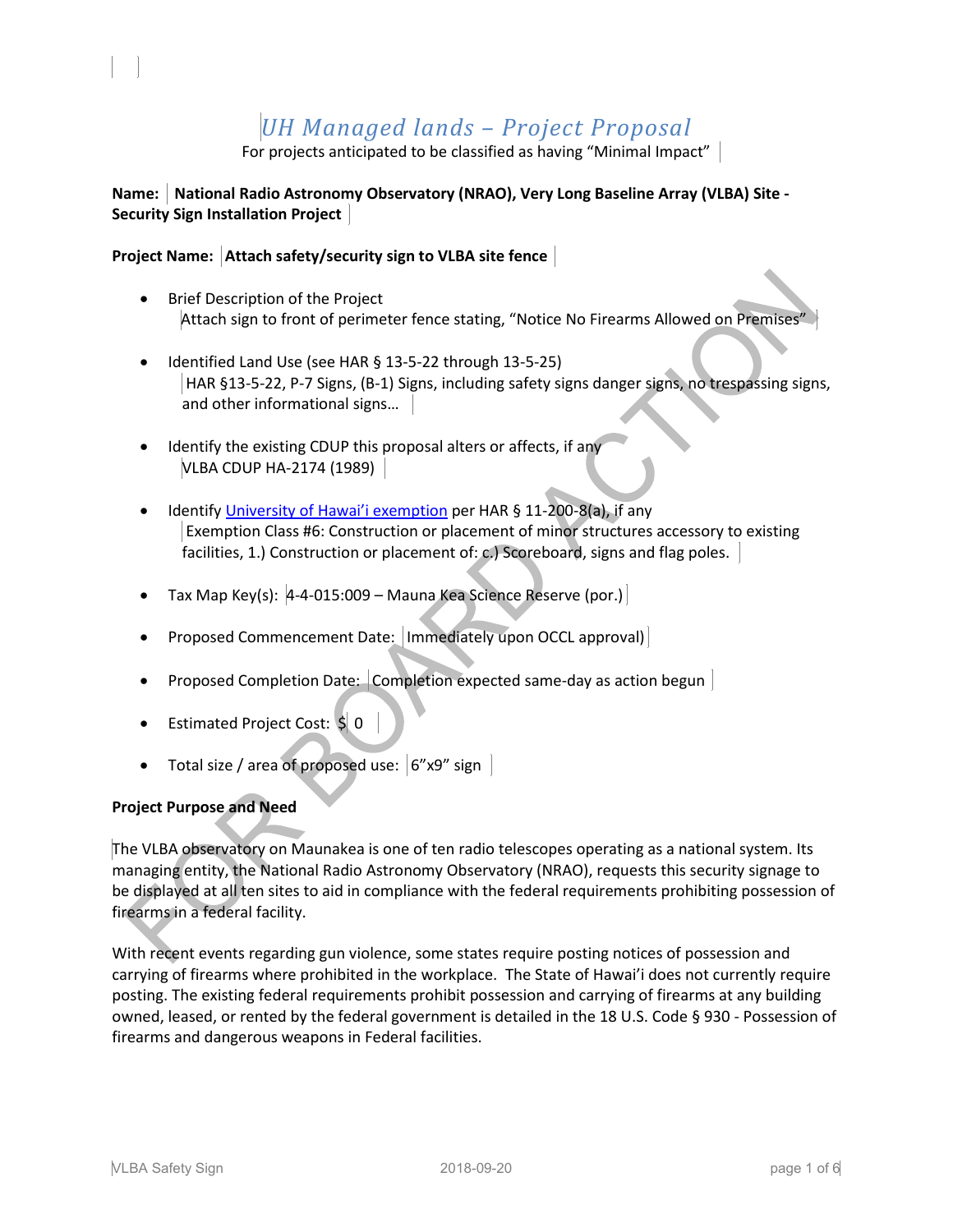# *UH Managed lands – Project Proposal*

For projects anticipated to be classified as having "Minimal Impact"

**Name: National Radio Astronomy Observatory (NRAO), Very Long Baseline Array (VLBA) Site - Security Sign Installation Project**

**Project Name: Attach safety/security sign to VLBA site fence**

- Brief Description of the Project
  Attach sign to front of perimeter fence stating, "Notice No Firearms Allowed on Premises"
- Identified Land Use (see HAR § 13-5-22 through 13-5-25)
  HAR §13-5-22, P-7 Signs, (B-1) Signs, including safety signs danger signs, no trespassing signs, and other informational signs…
- Identify the existing CDUP this proposal alters or affects, if any
  VLBA CDUP HA-2174 (1989)
- Identify University of Hawai'i exemption per HAR § 11-200-8(a), if any
  Exemption Class #6: Construction or placement of minor structures accessory to existing facilities, 1.) Construction or placement of: c.) Scoreboard, signs and flag poles.
- Tax Map Key(s): 4-4-015:009 – Mauna Kea Science Reserve (por.)
- Proposed Commencement Date: Immediately upon OCCL approval)
- Proposed Completion Date: Completion expected same-day as action begun
- Estimated Project Cost: $ 0
- Total size / area of proposed use: 6"x9" sign

**Project Purpose and Need**

The VLBA observatory on Maunakea is one of ten radio telescopes operating as a national system. Its managing entity, the National Radio Astronomy Observatory (NRAO), requests this security signage to be displayed at all ten sites to aid in compliance with the federal requirements prohibiting possession of firearms in a federal facility.

With recent events regarding gun violence, some states require posting notices of possession and carrying of firearms where prohibited in the workplace. The State of Hawai'i does not currently require posting. The existing federal requirements prohibit possession and carrying of firearms at any building owned, leased, or rented by the federal government is detailed in the 18 U.S. Code § 930 - Possession of firearms and dangerous weapons in Federal facilities.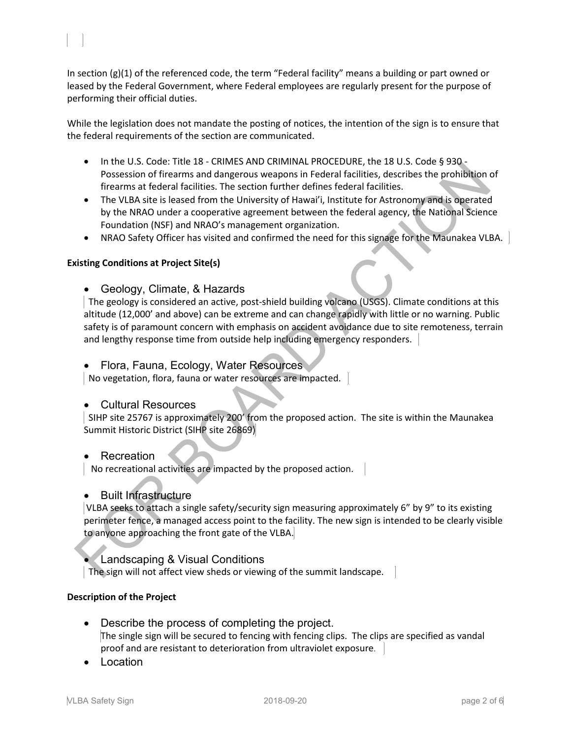In section (g)(1) of the referenced code, the term "Federal facility" means a building or part owned or leased by the Federal Government, where Federal employees are regularly present for the purpose of performing their official duties.

While the legislation does not mandate the posting of notices, the intention of the sign is to ensure that the federal requirements of the section are communicated.

- In the U.S. Code: Title 18 - CRIMES AND CRIMINAL PROCEDURE, the 18 U.S. Code § 930 - Possession of firearms and dangerous weapons in Federal facilities, describes the prohibition of firearms at federal facilities. The section further defines federal facilities.
- The VLBA site is leased from the University of Hawai'i, Institute for Astronomy and is operated by the NRAO under a cooperative agreement between the federal agency, the National Science Foundation (NSF) and NRAO's management organization.
- NRAO Safety Officer has visited and confirmed the need for this signage for the Maunakea VLBA.

**Existing Conditions at Project Site(s)**

- Geology, Climate, & Hazards

  The geology is considered an active, post-shield building volcano (USGS). Climate conditions at this altitude (12,000' and above) can be extreme and can change rapidly with little or no warning. Public safety is of paramount concern with emphasis on accident avoidance due to site remoteness, terrain and lengthy response time from outside help including emergency responders.

- Flora, Fauna, Ecology, Water Resources

  No vegetation, flora, fauna or water resources are impacted.

- Cultural Resources

  SIHP site 25767 is approximately 200' from the proposed action. The site is within the Maunakea Summit Historic District (SIHP site 26869)

- Recreation

  No recreational activities are impacted by the proposed action.

- Built Infrastructure

  VLBA seeks to attach a single safety/security sign measuring approximately 6" by 9" to its existing perimeter fence, a managed access point to the facility. The new sign is intended to be clearly visible to anyone approaching the front gate of the VLBA.

- Landscaping & Visual Conditions

  The sign will not affect view sheds or viewing of the summit landscape.

**Description of the Project**

- Describe the process of completing the project.

  The single sign will be secured to fencing with fencing clips. The clips are specified as vandal proof and are resistant to deterioration from ultraviolet exposure.

- Location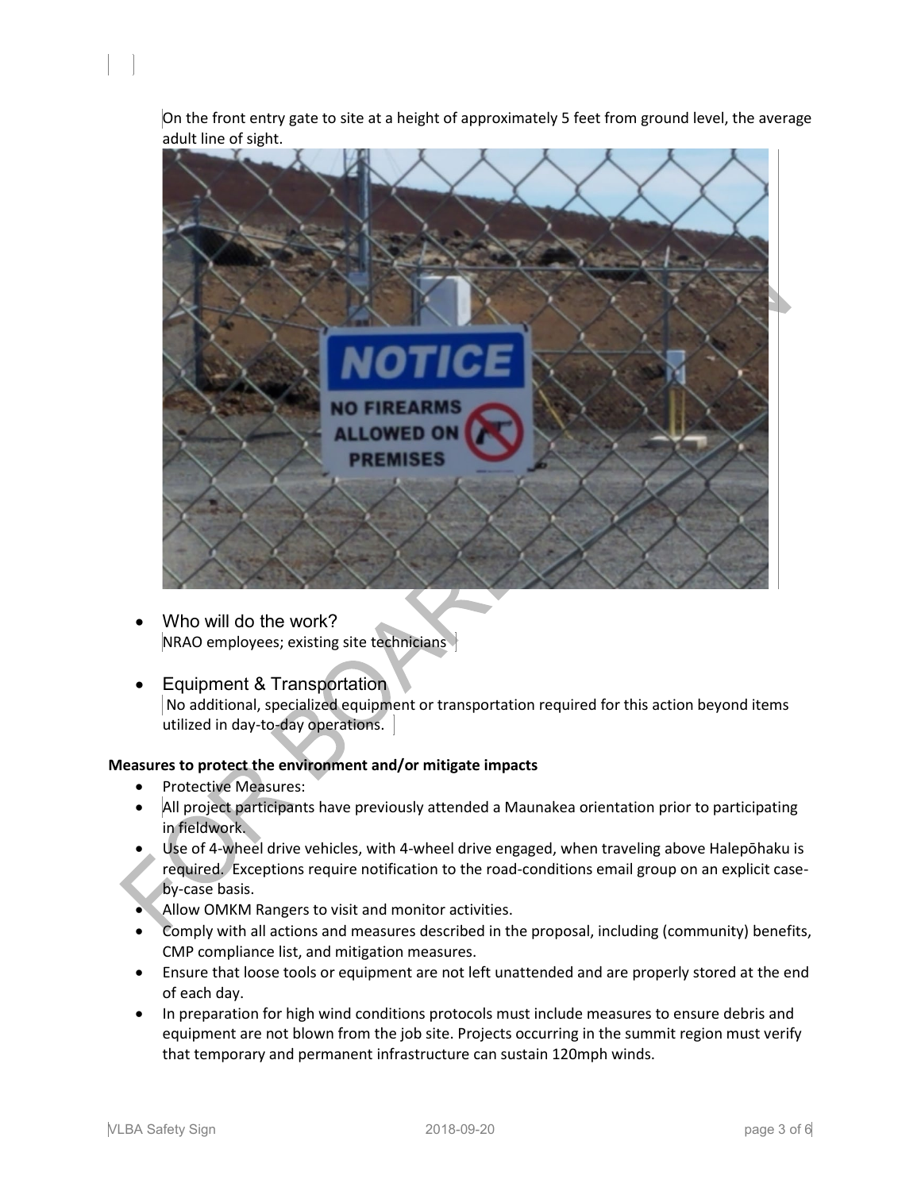On the front entry gate to site at a height of approximately 5 feet from ground level, the average adult line of sight.

- Who will do the work?
  NRAO employees; existing site technicians
- Equipment & Transportation
  No additional, specialized equipment or transportation required for this action beyond items utilized in day-to-day operations.

**Measures to protect the environment and/or mitigate impacts**

- Protective Measures:
- All project participants have previously attended a Maunakea orientation prior to participating in fieldwork.
- Use of 4-wheel drive vehicles, with 4-wheel drive engaged, when traveling above Halepōhaku is required. Exceptions require notification to the road-conditions email group on an explicit case-by-case basis.
- Allow OMKM Rangers to visit and monitor activities.
- Comply with all actions and measures described in the proposal, including (community) benefits, CMP compliance list, and mitigation measures.
- Ensure that loose tools or equipment are not left unattended and are properly stored at the end of each day.
- In preparation for high wind conditions protocols must include measures to ensure debris and equipment are not blown from the job site. Projects occurring in the summit region must verify that temporary and permanent infrastructure can sustain 120mph winds.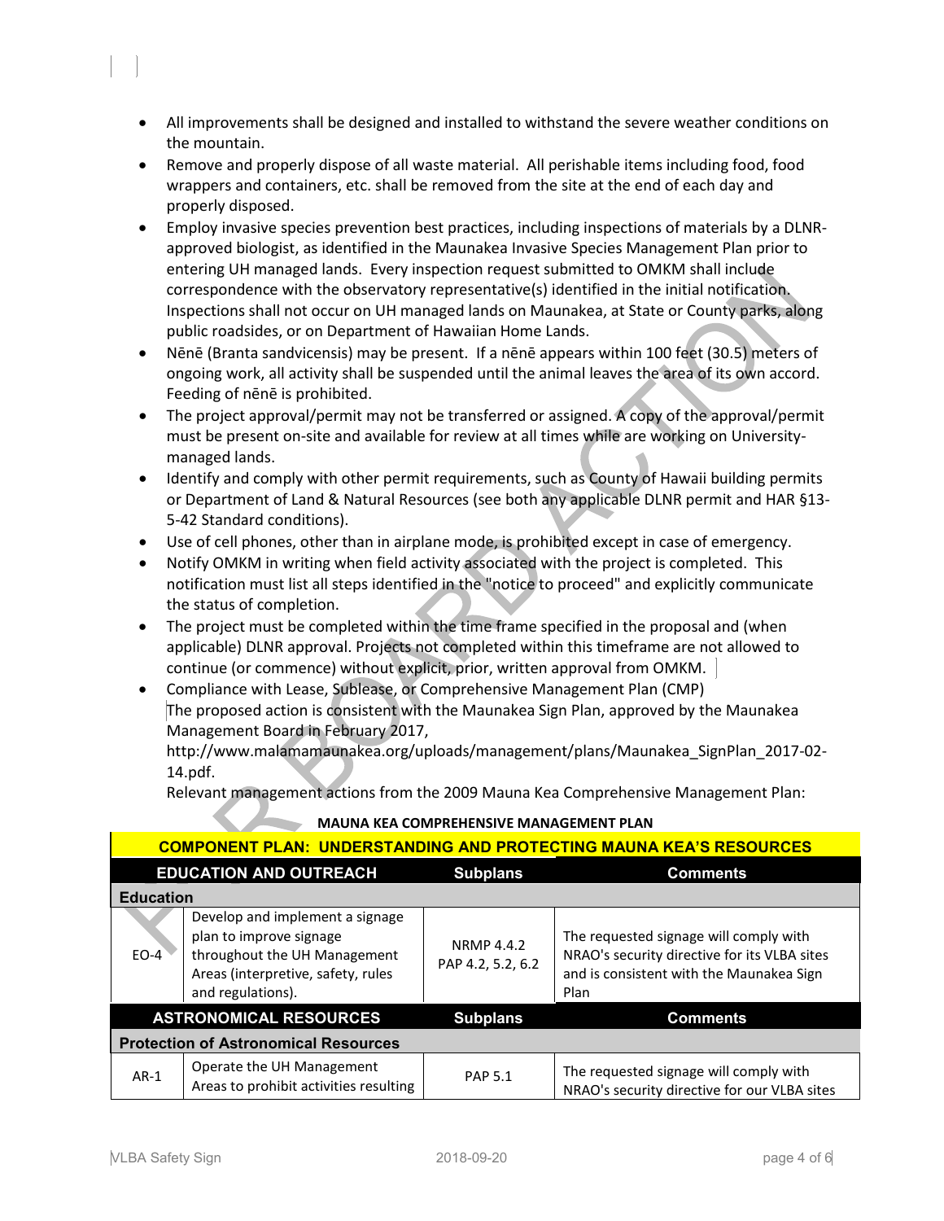- All improvements shall be designed and installed to withstand the severe weather conditions on the mountain.
- Remove and properly dispose of all waste material. All perishable items including food, food wrappers and containers, etc. shall be removed from the site at the end of each day and properly disposed.
- Employ invasive species prevention best practices, including inspections of materials by a DLNR-approved biologist, as identified in the Maunakea Invasive Species Management Plan prior to entering UH managed lands. Every inspection request submitted to OMKM shall include correspondence with the observatory representative(s) identified in the initial notification. Inspections shall not occur on UH managed lands on Maunakea, at State or County parks, along public roadsides, or on Department of Hawaiian Home Lands.
- Nēnē (Branta sandvicensis) may be present. If a nēnē appears within 100 feet (30.5) meters of ongoing work, all activity shall be suspended until the animal leaves the area of its own accord. Feeding of nēnē is prohibited.
- The project approval/permit may not be transferred or assigned. A copy of the approval/permit must be present on-site and available for review at all times while are working on University-managed lands.
- Identify and comply with other permit requirements, such as County of Hawaii building permits or Department of Land & Natural Resources (see both any applicable DLNR permit and HAR §13-5-42 Standard conditions).
- Use of cell phones, other than in airplane mode, is prohibited except in case of emergency.
- Notify OMKM in writing when field activity associated with the project is completed. This notification must list all steps identified in the "notice to proceed" and explicitly communicate the status of completion.
- The project must be completed within the time frame specified in the proposal and (when applicable) DLNR approval. Projects not completed within this timeframe are not allowed to continue (or commence) without explicit, prior, written approval from OMKM.
- Compliance with Lease, Sublease, or Comprehensive Management Plan (CMP)
  The proposed action is consistent with the Maunakea Sign Plan, approved by the Maunakea Management Board in February 2017, http://www.malamamaunakea.org/uploads/management/plans/Maunakea_SignPlan_2017-02-14.pdf.
  Relevant management actions from the 2009 Mauna Kea Comprehensive Management Plan:

**MAUNA KEA COMPREHENSIVE MANAGEMENT PLAN**

| COMPONENT PLAN: UNDERSTANDING AND PROTECTING MAUNA KEA'S RESOURCES | | | |
|---|---|---|---|
| **EDUCATION AND OUTREACH** | | **Subplans** | **Comments** |
| **Education** | | | |
| EO-4 | Develop and implement a signage plan to improve signage throughout the UH Management Areas (interpretive, safety, rules and regulations). | NRMP 4.4.2 PAP 4.2, 5.2, 6.2 | The requested signage will comply with NRAO's security directive for its VLBA sites and is consistent with the Maunakea Sign Plan |
| **ASTRONOMICAL RESOURCES** | | **Subplans** | **Comments** |
| **Protection of Astronomical Resources** | | | |
| AR-1 | Operate the UH Management Areas to prohibit activities resulting | PAP 5.1 | The requested signage will comply with NRAO's security directive for our VLBA sites |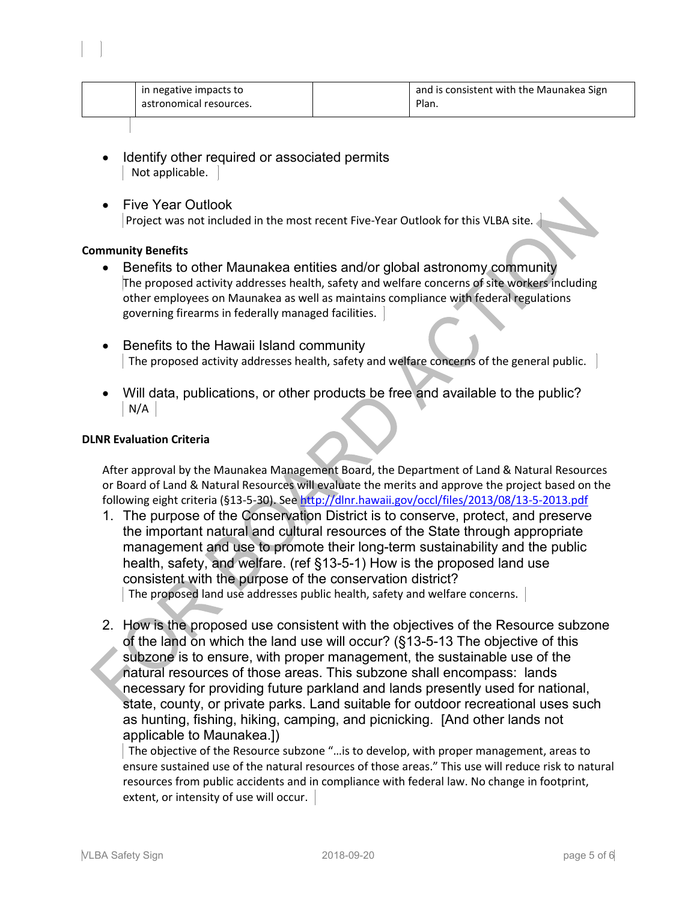|  | in negative impacts to astronomical resources. |  | and is consistent with the Maunakea Sign Plan. |
|---|---|---|---|

- Identify other required or associated permits
  Not applicable.

- Five Year Outlook
  Project was not included in the most recent Five-Year Outlook for this VLBA site.

**Community Benefits**

- Benefits to other Maunakea entities and/or global astronomy community
  The proposed activity addresses health, safety and welfare concerns of site workers including other employees on Maunakea as well as maintains compliance with federal regulations governing firearms in federally managed facilities.

- Benefits to the Hawaii Island community
  The proposed activity addresses health, safety and welfare concerns of the general public.

- Will data, publications, or other products be free and available to the public?
  N/A

**DLNR Evaluation Criteria**

After approval by the Maunakea Management Board, the Department of Land & Natural Resources or Board of Land & Natural Resources will evaluate the merits and approve the project based on the following eight criteria (§13-5-30). See http://dlnr.hawaii.gov/occl/files/2013/08/13-5-2013.pdf

1. The purpose of the Conservation District is to conserve, protect, and preserve the important natural and cultural resources of the State through appropriate management and use to promote their long-term sustainability and the public health, safety, and welfare. (ref §13-5-1) How is the proposed land use consistent with the purpose of the conservation district?
   The proposed land use addresses public health, safety and welfare concerns.

2. How is the proposed use consistent with the objectives of the Resource subzone of the land on which the land use will occur? (§13-5-13 The objective of this subzone is to ensure, with proper management, the sustainable use of the natural resources of those areas. This subzone shall encompass: lands necessary for providing future parkland and lands presently used for national, state, county, or private parks. Land suitable for outdoor recreational uses such as hunting, fishing, hiking, camping, and picnicking. [And other lands not applicable to Maunakea.])
   The objective of the Resource subzone "…is to develop, with proper management, areas to ensure sustained use of the natural resources of those areas." This use will reduce risk to natural resources from public accidents and in compliance with federal law. No change in footprint, extent, or intensity of use will occur.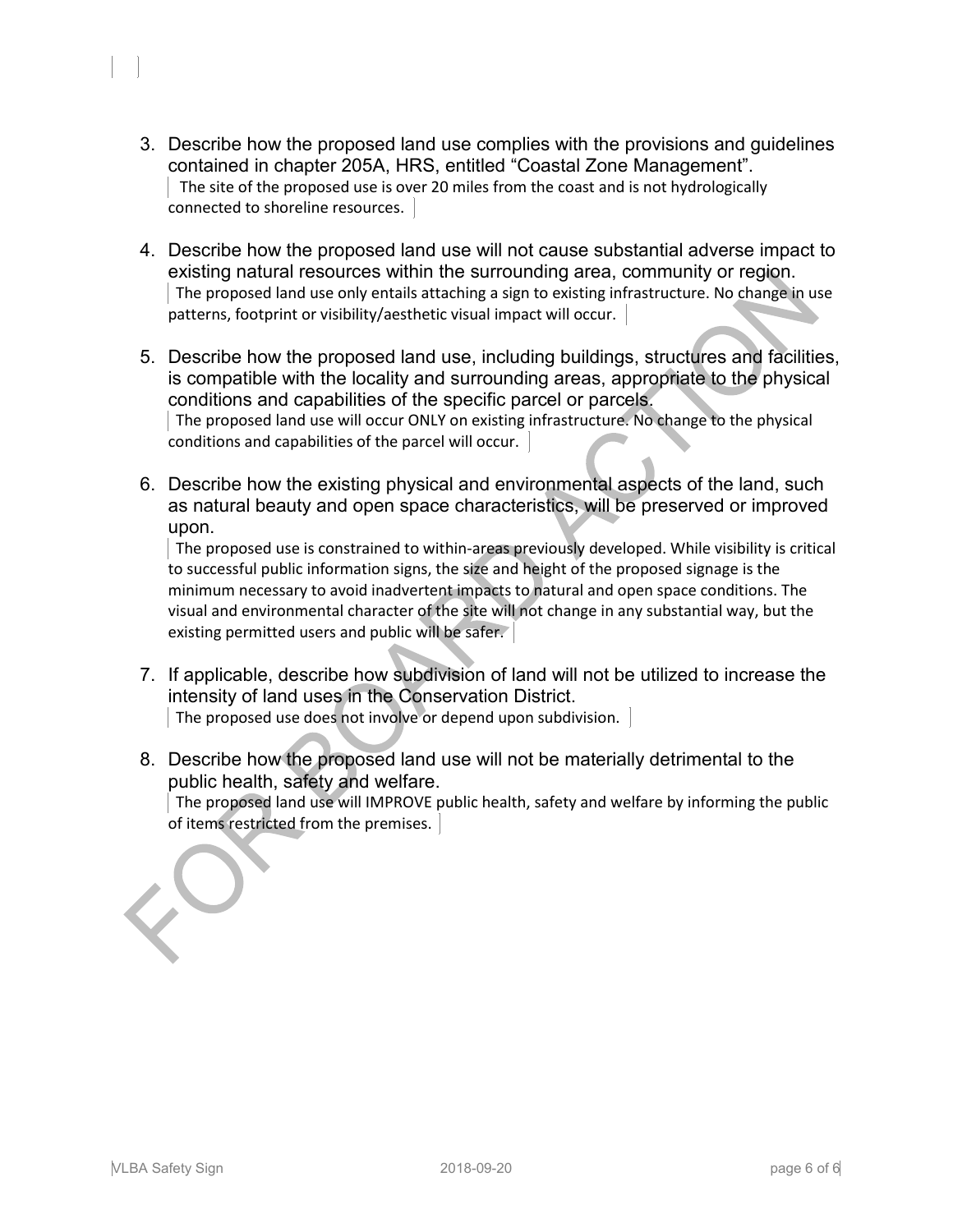3. Describe how the proposed land use complies with the provisions and guidelines contained in chapter 205A, HRS, entitled "Coastal Zone Management".

   The site of the proposed use is over 20 miles from the coast and is not hydrologically connected to shoreline resources.

4. Describe how the proposed land use will not cause substantial adverse impact to existing natural resources within the surrounding area, community or region.

   The proposed land use only entails attaching a sign to existing infrastructure. No change in use patterns, footprint or visibility/aesthetic visual impact will occur.

5. Describe how the proposed land use, including buildings, structures and facilities, is compatible with the locality and surrounding areas, appropriate to the physical conditions and capabilities of the specific parcel or parcels.

   The proposed land use will occur ONLY on existing infrastructure. No change to the physical conditions and capabilities of the parcel will occur.

6. Describe how the existing physical and environmental aspects of the land, such as natural beauty and open space characteristics, will be preserved or improved upon.

   The proposed use is constrained to within-areas previously developed. While visibility is critical to successful public information signs, the size and height of the proposed signage is the minimum necessary to avoid inadvertent impacts to natural and open space conditions. The visual and environmental character of the site will not change in any substantial way, but the existing permitted users and public will be safer.

7. If applicable, describe how subdivision of land will not be utilized to increase the intensity of land uses in the Conservation District.

   The proposed use does not involve or depend upon subdivision.

8. Describe how the proposed land use will not be materially detrimental to the public health, safety and welfare.

   The proposed land use will IMPROVE public health, safety and welfare by informing the public of items restricted from the premises.

FOR BOARD ACTION